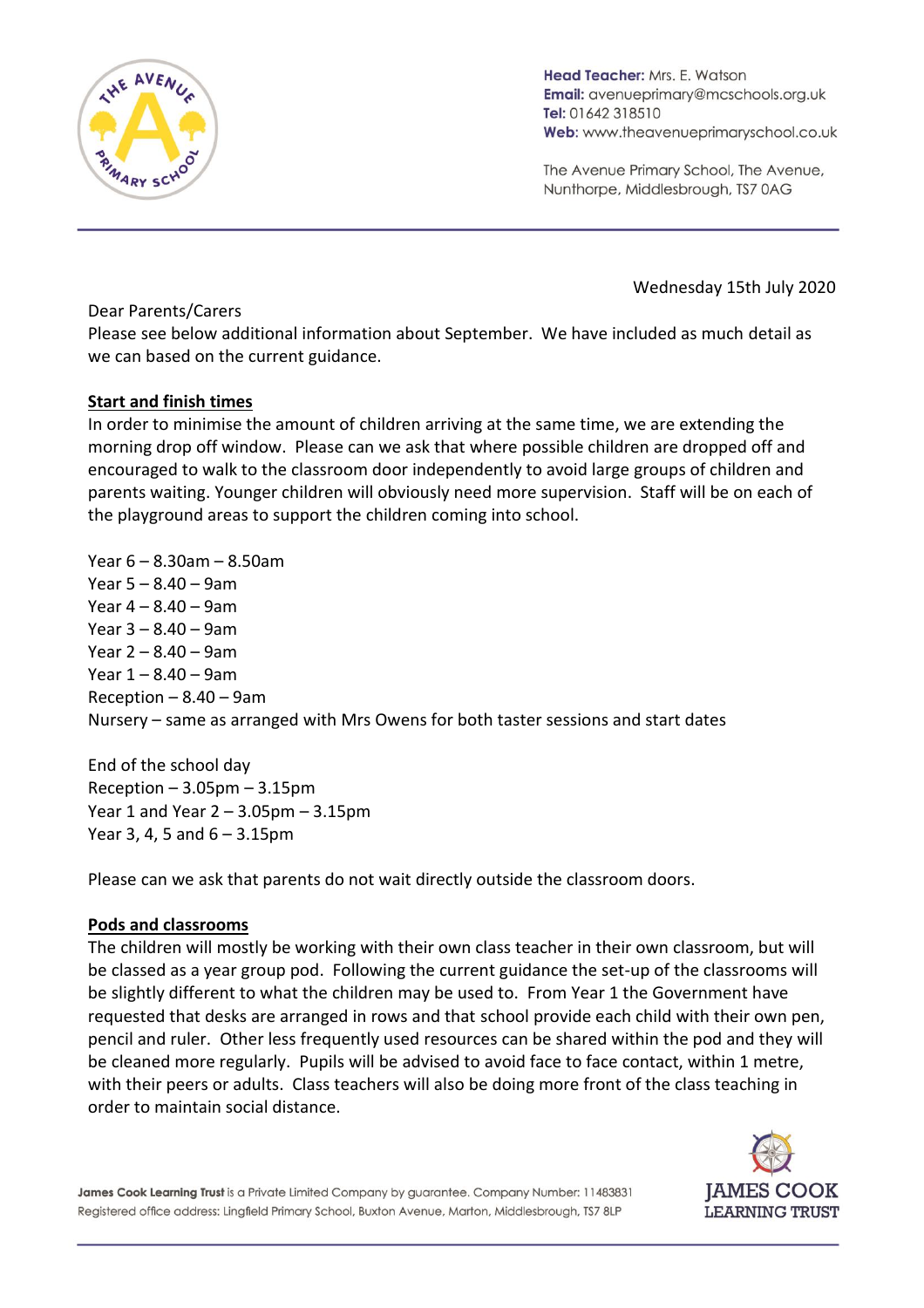Head Teacher: Mrs. E. Watson
Email: avenueprimary@mcschools.org.uk
Tel: 01642 318510
Web: www.theavenueprimaryschool.co.uk

The Avenue Primary School, The Avenue, Nunthorpe, Middlesbrough, TS7 0AG

Wednesday 15th July 2020

Dear Parents/Carers
Please see below additional information about September. We have included as much detail as we can based on the current guidance.

**Start and finish times**
In order to minimise the amount of children arriving at the same time, we are extending the morning drop off window. Please can we ask that where possible children are dropped off and encouraged to walk to the classroom door independently to avoid large groups of children and parents waiting. Younger children will obviously need more supervision. Staff will be on each of the playground areas to support the children coming into school.

Year 6 – 8.30am – 8.50am
Year 5 – 8.40 – 9am
Year 4 – 8.40 – 9am
Year 3 – 8.40 – 9am
Year 2 – 8.40 – 9am
Year 1 – 8.40 – 9am
Reception – 8.40 – 9am
Nursery – same as arranged with Mrs Owens for both taster sessions and start dates

End of the school day
Reception – 3.05pm – 3.15pm
Year 1 and Year 2 – 3.05pm – 3.15pm
Year 3, 4, 5 and 6 – 3.15pm

Please can we ask that parents do not wait directly outside the classroom doors.

**Pods and classrooms**
The children will mostly be working with their own class teacher in their own classroom, but will be classed as a year group pod. Following the current guidance the set-up of the classrooms will be slightly different to what the children may be used to. From Year 1 the Government have requested that desks are arranged in rows and that school provide each child with their own pen, pencil and ruler. Other less frequently used resources can be shared within the pod and they will be cleaned more regularly. Pupils will be advised to avoid face to face contact, within 1 metre, with their peers or adults. Class teachers will also be doing more front of the class teaching in order to maintain social distance.

James Cook Learning Trust is a Private Limited Company by guarantee. Company Number: 11483831
Registered office address: Lingfield Primary School, Buxton Avenue, Marton, Middlesbrough, TS7 8LP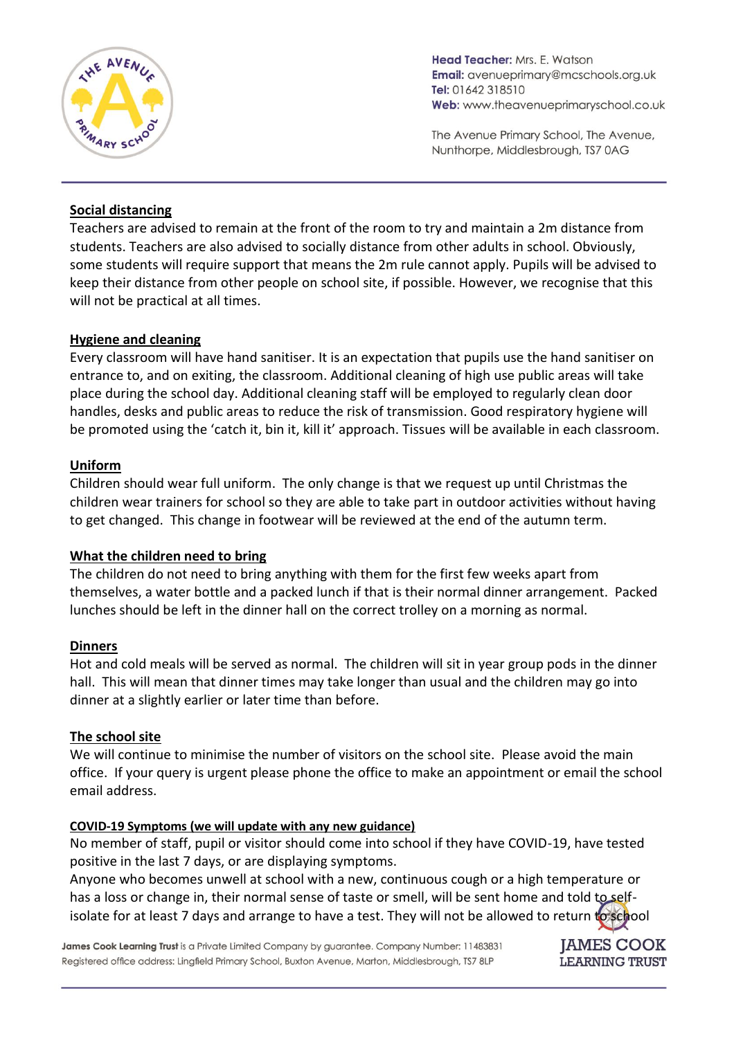## Social distancing

Teachers are advised to remain at the front of the room to try and maintain a 2m distance from students. Teachers are also advised to socially distance from other adults in school. Obviously, some students will require support that means the 2m rule cannot apply. Pupils will be advised to keep their distance from other people on school site, if possible. However, we recognise that this will not be practical at all times.

## Hygiene and cleaning

Every classroom will have hand sanitiser. It is an expectation that pupils use the hand sanitiser on entrance to, and on exiting, the classroom. Additional cleaning of high use public areas will take place during the school day. Additional cleaning staff will be employed to regularly clean door handles, desks and public areas to reduce the risk of transmission. Good respiratory hygiene will be promoted using the 'catch it, bin it, kill it' approach. Tissues will be available in each classroom.

## Uniform

Children should wear full uniform. The only change is that we request up until Christmas the children wear trainers for school so they are able to take part in outdoor activities without having to get changed. This change in footwear will be reviewed at the end of the autumn term.

## What the children need to bring

The children do not need to bring anything with them for the first few weeks apart from themselves, a water bottle and a packed lunch if that is their normal dinner arrangement. Packed lunches should be left in the dinner hall on the correct trolley on a morning as normal.

## Dinners

Hot and cold meals will be served as normal. The children will sit in year group pods in the dinner hall. This will mean that dinner times may take longer than usual and the children may go into dinner at a slightly earlier or later time than before.

## The school site

We will continue to minimise the number of visitors on the school site. Please avoid the main office. If your query is urgent please phone the office to make an appointment or email the school email address.

## COVID-19 Symptoms (we will update with any new guidance)

No member of staff, pupil or visitor should come into school if they have COVID-19, have tested positive in the last 7 days, or are displaying symptoms.

Anyone who becomes unwell at school with a new, continuous cough or a high temperature or has a loss or change in, their normal sense of taste or smell, will be sent home and told to self-isolate for at least 7 days and arrange to have a test. They will not be allowed to return to school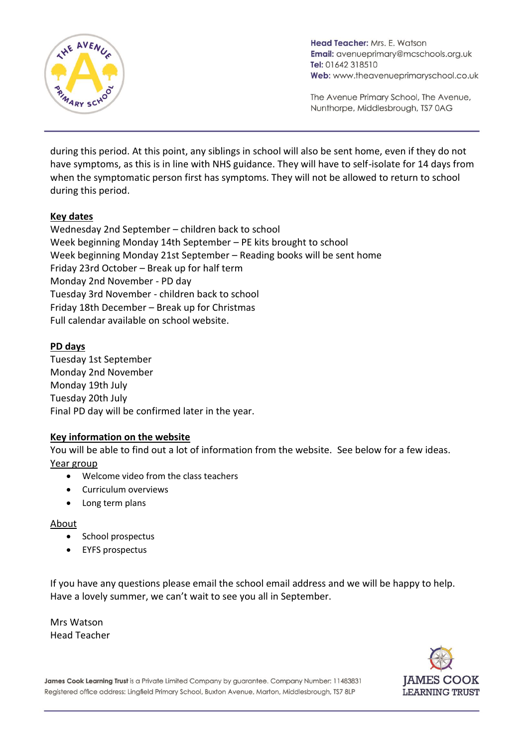during this period. At this point, any siblings in school will also be sent home, even if they do not have symptoms, as this is in line with NHS guidance. They will have to self-isolate for 14 days from when the symptomatic person first has symptoms. They will not be allowed to return to school during this period.

**Key dates**

Wednesday 2nd September – children back to school
Week beginning Monday 14th September – PE kits brought to school
Week beginning Monday 21st September – Reading books will be sent home
Friday 23rd October – Break up for half term
Monday 2nd November - PD day
Tuesday 3rd November - children back to school
Friday 18th December – Break up for Christmas
Full calendar available on school website.

**PD days**

Tuesday 1st September
Monday 2nd November
Monday 19th July
Tuesday 20th July
Final PD day will be confirmed later in the year.

**Key information on the website**

You will be able to find out a lot of information from the website. See below for a few ideas.

Year group

- Welcome video from the class teachers
- Curriculum overviews
- Long term plans

About

- School prospectus
- EYFS prospectus

If you have any questions please email the school email address and we will be happy to help. Have a lovely summer, we can't wait to see you all in September.

Mrs Watson
Head Teacher